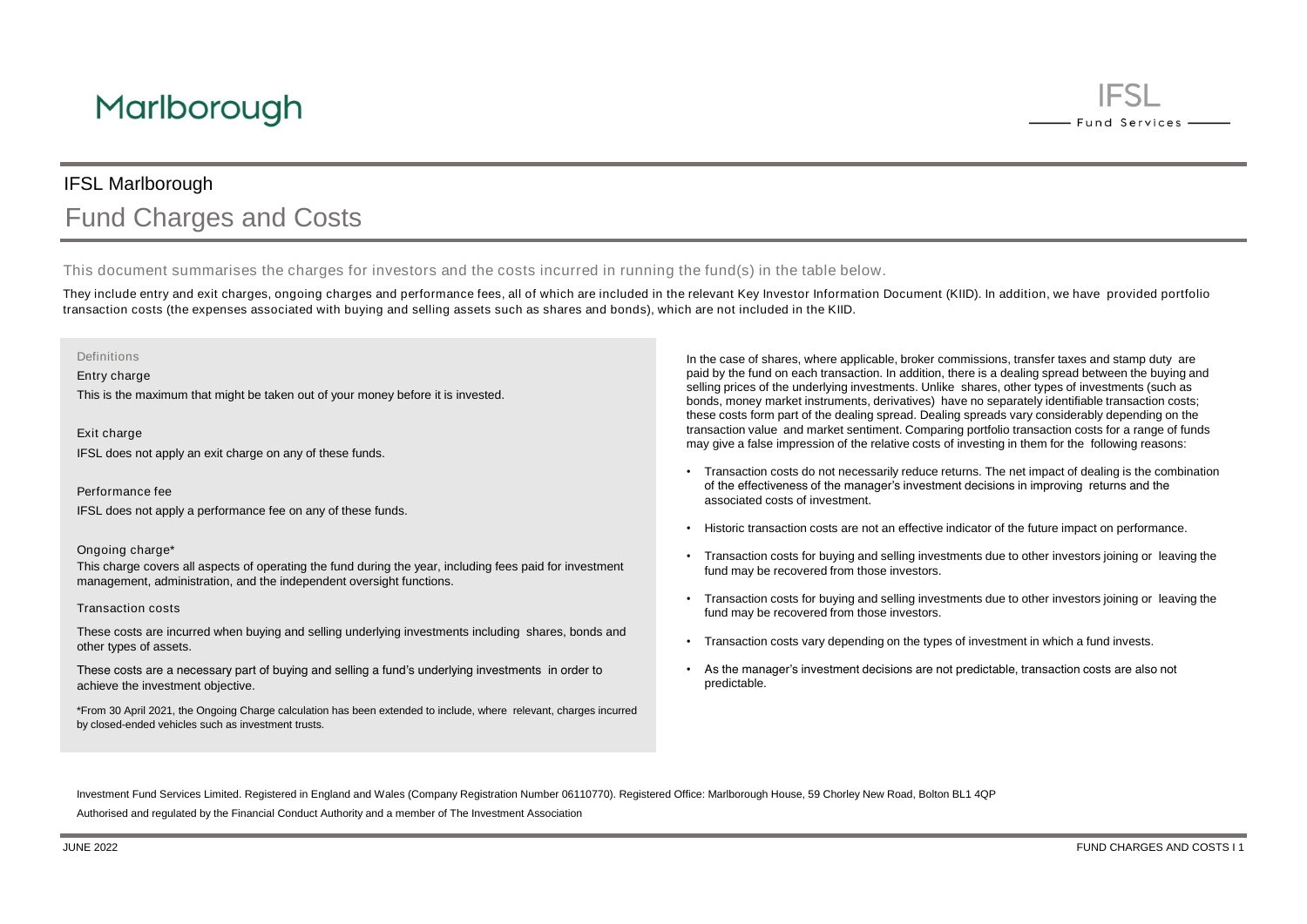Marlborough

IFSL Fund Services

## IFSL Marlborough

# Fund Charges and Costs

This document summarises the charges for investors and the costs incurred in running the fund(s) in the table below.

They include entry and exit charges, ongoing charges and performance fees, all of which are included in the relevant Key Investor Information Document (KIID). In addition, we have provided portfolio transaction costs (the expenses associated with buying and selling assets such as shares and bonds), which are not included in the KIID.

### Definitions

**Entry charge**

This is the maximum that might be taken out of your money before it is invested.

**Exit charge**

IFSL does not apply an exit charge on any of these funds.

**Performance fee**

IFSL does not apply a performance fee on any of these funds.

**Ongoing charge***

This charge covers all aspects of operating the fund during the year, including fees paid for investment management, administration, and the independent oversight functions.

**Transaction costs**

These costs are incurred when buying and selling underlying investments including shares, bonds and other types of assets.

These costs are a necessary part of buying and selling a fund's underlying investments in order to achieve the investment objective.

*From 30 April 2021, the Ongoing Charge calculation has been extended to include, where relevant, charges incurred by closed-ended vehicles such as investment trusts.

In the case of shares, where applicable, broker commissions, transfer taxes and stamp duty are paid by the fund on each transaction. In addition, there is a dealing spread between the buying and selling prices of the underlying investments. Unlike shares, other types of investments (such as bonds, money market instruments, derivatives) have no separately identifiable transaction costs; these costs form part of the dealing spread. Dealing spreads vary considerably depending on the transaction value and market sentiment. Comparing portfolio transaction costs for a range of funds may give a false impression of the relative costs of investing in them for the following reasons:

- Transaction costs do not necessarily reduce returns. The net impact of dealing is the combination of the effectiveness of the manager's investment decisions in improving returns and the associated costs of investment.
- Historic transaction costs are not an effective indicator of the future impact on performance.
- Transaction costs for buying and selling investments due to other investors joining or leaving the fund may be recovered from those investors.
- Transaction costs for buying and selling investments due to other investors joining or leaving the fund may be recovered from those investors.
- Transaction costs vary depending on the types of investment in which a fund invests.
- As the manager's investment decisions are not predictable, transaction costs are also not predictable.

Investment Fund Services Limited. Registered in England and Wales (Company Registration Number 06110770). Registered Office: Marlborough House, 59 Chorley New Road, Bolton BL1 4QP

Authorised and regulated by the Financial Conduct Authority and a member of The Investment Association

JUNE 2022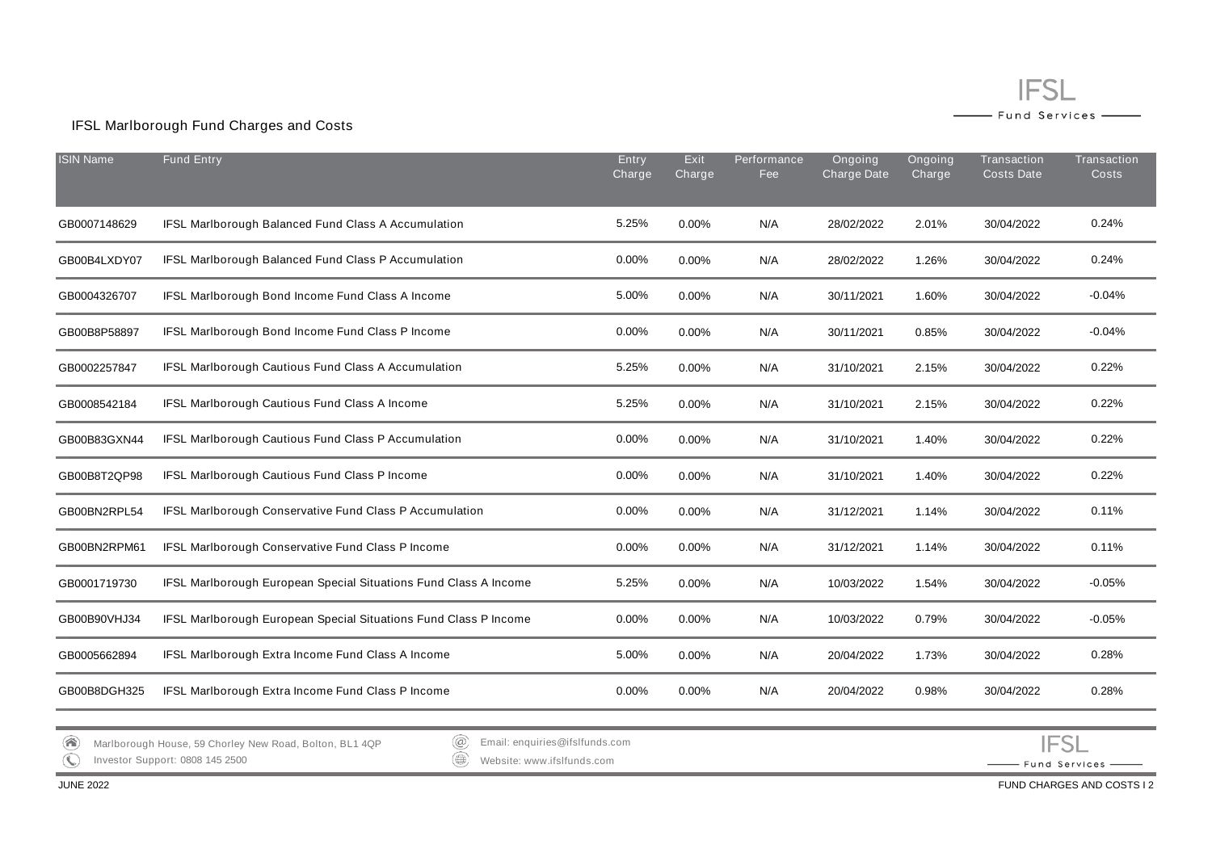## IFSL Marlborough Fund Charges and Costs

| ISIN Name | Fund Entry | Entry Charge | Exit Charge | Performance Fee | Ongoing Charge Date | Ongoing Charge | Transaction Costs Date | Transaction Costs |
|---|---|---|---|---|---|---|---|---|
| GB0007148629 | IFSL Marlborough Balanced Fund Class A Accumulation | 5.25% | 0.00% | N/A | 28/02/2022 | 2.01% | 30/04/2022 | 0.24% |
| GB00B4LXDY07 | IFSL Marlborough Balanced Fund Class P Accumulation | 0.00% | 0.00% | N/A | 28/02/2022 | 1.26% | 30/04/2022 | 0.24% |
| GB0004326707 | IFSL Marlborough Bond Income Fund Class A Income | 5.00% | 0.00% | N/A | 30/11/2021 | 1.60% | 30/04/2022 | -0.04% |
| GB00B8P58897 | IFSL Marlborough Bond Income Fund Class P Income | 0.00% | 0.00% | N/A | 30/11/2021 | 0.85% | 30/04/2022 | -0.04% |
| GB0002257847 | IFSL Marlborough Cautious Fund Class A Accumulation | 5.25% | 0.00% | N/A | 31/10/2021 | 2.15% | 30/04/2022 | 0.22% |
| GB0008542184 | IFSL Marlborough Cautious Fund Class A Income | 5.25% | 0.00% | N/A | 31/10/2021 | 2.15% | 30/04/2022 | 0.22% |
| GB00B83GXN44 | IFSL Marlborough Cautious Fund Class P Accumulation | 0.00% | 0.00% | N/A | 31/10/2021 | 1.40% | 30/04/2022 | 0.22% |
| GB00B8T2QP98 | IFSL Marlborough Cautious Fund Class P Income | 0.00% | 0.00% | N/A | 31/10/2021 | 1.40% | 30/04/2022 | 0.22% |
| GB00BN2RPL54 | IFSL Marlborough Conservative Fund Class P Accumulation | 0.00% | 0.00% | N/A | 31/12/2021 | 1.14% | 30/04/2022 | 0.11% |
| GB00BN2RPM61 | IFSL Marlborough Conservative Fund Class P Income | 0.00% | 0.00% | N/A | 31/12/2021 | 1.14% | 30/04/2022 | 0.11% |
| GB0001719730 | IFSL Marlborough European Special Situations Fund Class A Income | 5.25% | 0.00% | N/A | 10/03/2022 | 1.54% | 30/04/2022 | -0.05% |
| GB00B90VHJ34 | IFSL Marlborough European Special Situations Fund Class P Income | 0.00% | 0.00% | N/A | 10/03/2022 | 0.79% | 30/04/2022 | -0.05% |
| GB0005662894 | IFSL Marlborough Extra Income Fund Class A Income | 5.00% | 0.00% | N/A | 20/04/2022 | 1.73% | 30/04/2022 | 0.28% |
| GB00B8DGH325 | IFSL Marlborough Extra Income Fund Class P Income | 0.00% | 0.00% | N/A | 20/04/2022 | 0.98% | 30/04/2022 | 0.28% |

Marlborough House, 59 Chorley New Road, Bolton, BL1 4QP
Investor Support: 0808 145 2500
Email: enquiries@ifslfunds.com
Website: www.ifslfunds.com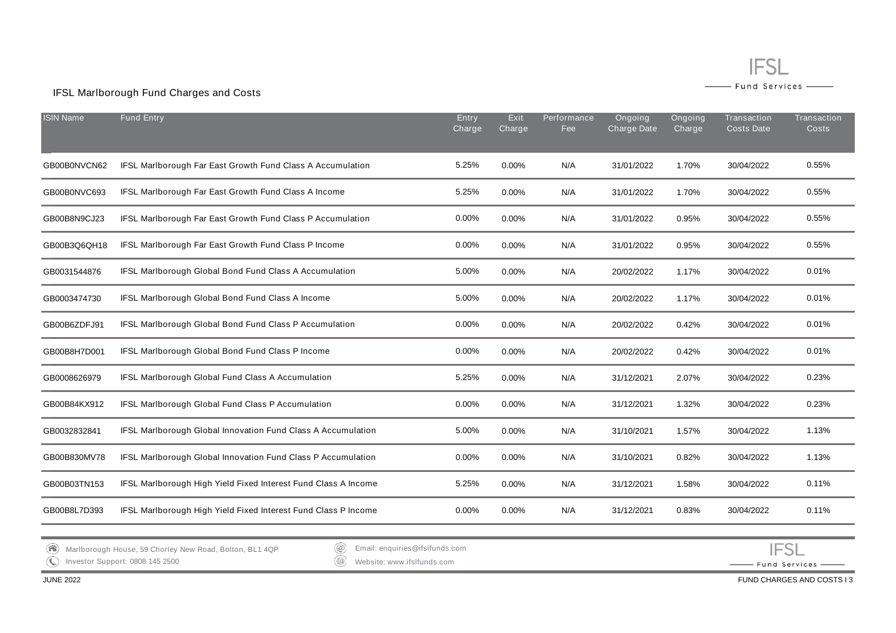IFSL Marlborough Fund Charges and Costs

| ISIN Name | Fund Entry | Entry Charge | Exit Charge | Performance Fee | Ongoing Charge Date | Ongoing Charge | Transaction Costs Date | Transaction Costs |
|---|---|---|---|---|---|---|---|---|
| GB00B0NVCN62 | IFSL Marlborough Far East Growth Fund Class A Accumulation | 5.25% | 0.00% | N/A | 31/01/2022 | 1.70% | 30/04/2022 | 0.55% |
| GB00B0NVC693 | IFSL Marlborough Far East Growth Fund Class A Income | 5.25% | 0.00% | N/A | 31/01/2022 | 1.70% | 30/04/2022 | 0.55% |
| GB00B8N9CJ23 | IFSL Marlborough Far East Growth Fund Class P Accumulation | 0.00% | 0.00% | N/A | 31/01/2022 | 0.95% | 30/04/2022 | 0.55% |
| GB00B3Q6QH18 | IFSL Marlborough Far East Growth Fund Class P Income | 0.00% | 0.00% | N/A | 31/01/2022 | 0.95% | 30/04/2022 | 0.55% |
| GB0031544876 | IFSL Marlborough Global Bond Fund Class A Accumulation | 5.00% | 0.00% | N/A | 20/02/2022 | 1.17% | 30/04/2022 | 0.01% |
| GB0003474730 | IFSL Marlborough Global Bond Fund Class A Income | 5.00% | 0.00% | N/A | 20/02/2022 | 1.17% | 30/04/2022 | 0.01% |
| GB00B6ZDFJ91 | IFSL Marlborough Global Bond Fund Class P Accumulation | 0.00% | 0.00% | N/A | 20/02/2022 | 0.42% | 30/04/2022 | 0.01% |
| GB00B8H7D001 | IFSL Marlborough Global Bond Fund Class P Income | 0.00% | 0.00% | N/A | 20/02/2022 | 0.42% | 30/04/2022 | 0.01% |
| GB0008626979 | IFSL Marlborough Global Fund Class A Accumulation | 5.25% | 0.00% | N/A | 31/12/2021 | 2.07% | 30/04/2022 | 0.23% |
| GB00B84KX912 | IFSL Marlborough Global Fund Class P Accumulation | 0.00% | 0.00% | N/A | 31/12/2021 | 1.32% | 30/04/2022 | 0.23% |
| GB0032832841 | IFSL Marlborough Global Innovation Fund Class A Accumulation | 5.00% | 0.00% | N/A | 31/10/2021 | 1.57% | 30/04/2022 | 1.13% |
| GB00B830MV78 | IFSL Marlborough Global Innovation Fund Class P Accumulation | 0.00% | 0.00% | N/A | 31/10/2021 | 0.82% | 30/04/2022 | 1.13% |
| GB00B03TN153 | IFSL Marlborough High Yield Fixed Interest Fund Class A Income | 5.25% | 0.00% | N/A | 31/12/2021 | 1.58% | 30/04/2022 | 0.11% |
| GB00B8L7D393 | IFSL Marlborough High Yield Fixed Interest Fund Class P Income | 0.00% | 0.00% | N/A | 31/12/2021 | 0.83% | 30/04/2022 | 0.11% |

Marlborough House, 59 Chorley New Road, Bolton, BL1 4QP
Investor Support: 0808 145 2500
Email: enquiries@ifslfunds.com
Website: www.ifslfunds.com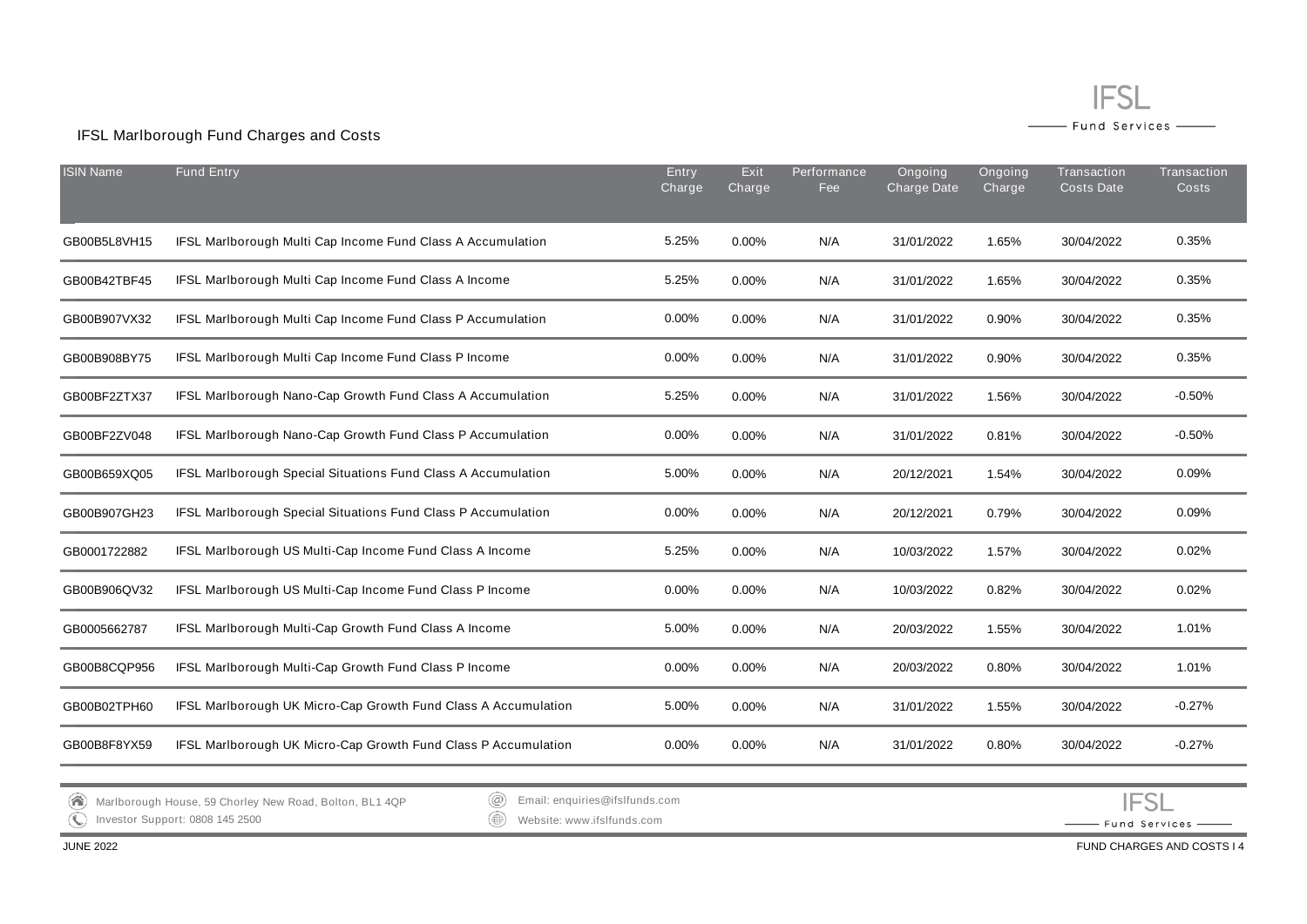IFSL Marlborough Fund Charges and Costs

| ISIN Name | Fund Entry | Entry Charge | Exit Charge | Performance Fee | Ongoing Charge Date | Ongoing Charge | Transaction Costs Date | Transaction Costs |
|---|---|---|---|---|---|---|---|---|
| GB00B5L8VH15 | IFSL Marlborough Multi Cap Income Fund Class A Accumulation | 5.25% | 0.00% | N/A | 31/01/2022 | 1.65% | 30/04/2022 | 0.35% |
| GB00B42TBF45 | IFSL Marlborough Multi Cap Income Fund Class A Income | 5.25% | 0.00% | N/A | 31/01/2022 | 1.65% | 30/04/2022 | 0.35% |
| GB00B907VX32 | IFSL Marlborough Multi Cap Income Fund Class P Accumulation | 0.00% | 0.00% | N/A | 31/01/2022 | 0.90% | 30/04/2022 | 0.35% |
| GB00B908BY75 | IFSL Marlborough Multi Cap Income Fund Class P Income | 0.00% | 0.00% | N/A | 31/01/2022 | 0.90% | 30/04/2022 | 0.35% |
| GB00BF2ZTX37 | IFSL Marlborough Nano-Cap Growth Fund Class A Accumulation | 5.25% | 0.00% | N/A | 31/01/2022 | 1.56% | 30/04/2022 | -0.50% |
| GB00BF2ZV048 | IFSL Marlborough Nano-Cap Growth Fund Class P Accumulation | 0.00% | 0.00% | N/A | 31/01/2022 | 0.81% | 30/04/2022 | -0.50% |
| GB00B659XQ05 | IFSL Marlborough Special Situations Fund Class A Accumulation | 5.00% | 0.00% | N/A | 20/12/2021 | 1.54% | 30/04/2022 | 0.09% |
| GB00B907GH23 | IFSL Marlborough Special Situations Fund Class P Accumulation | 0.00% | 0.00% | N/A | 20/12/2021 | 0.79% | 30/04/2022 | 0.09% |
| GB0001722882 | IFSL Marlborough US Multi-Cap Income Fund Class A Income | 5.25% | 0.00% | N/A | 10/03/2022 | 1.57% | 30/04/2022 | 0.02% |
| GB00B906QV32 | IFSL Marlborough US Multi-Cap Income Fund Class P Income | 0.00% | 0.00% | N/A | 10/03/2022 | 0.82% | 30/04/2022 | 0.02% |
| GB0005662787 | IFSL Marlborough Multi-Cap Growth Fund Class A Income | 5.00% | 0.00% | N/A | 20/03/2022 | 1.55% | 30/04/2022 | 1.01% |
| GB00B8CQP956 | IFSL Marlborough Multi-Cap Growth Fund Class P Income | 0.00% | 0.00% | N/A | 20/03/2022 | 0.80% | 30/04/2022 | 1.01% |
| GB00B02TPH60 | IFSL Marlborough UK Micro-Cap Growth Fund Class A Accumulation | 5.00% | 0.00% | N/A | 31/01/2022 | 1.55% | 30/04/2022 | -0.27% |
| GB00B8F8YX59 | IFSL Marlborough UK Micro-Cap Growth Fund Class P Accumulation | 0.00% | 0.00% | N/A | 31/01/2022 | 0.80% | 30/04/2022 | -0.27% |

Marlborough House, 59 Chorley New Road, Bolton, BL1 4QP
Investor Support: 0808 145 2500
Email: enquiries@ifslfunds.com
Website: www.ifslfunds.com